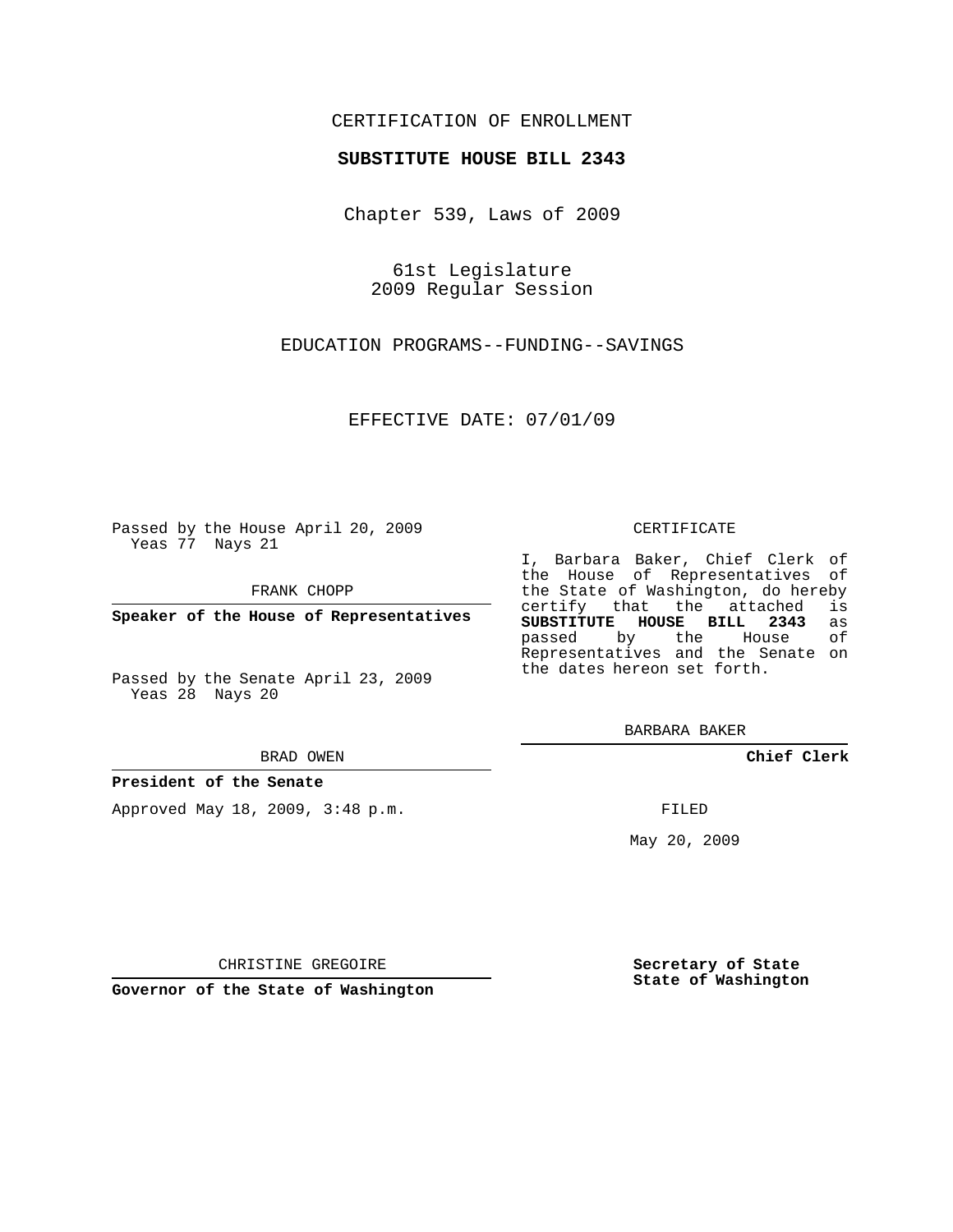CERTIFICATION OF ENROLLMENT

**SUBSTITUTE HOUSE BILL 2343**

Chapter 539, Laws of 2009

61st Legislature
2009 Regular Session

EDUCATION PROGRAMS--FUNDING--SAVINGS

EFFECTIVE DATE: 07/01/09

Passed by the House April 20, 2009
Yeas 77 Nays 21

FRANK CHOPP

**Speaker of the House of Representatives**

Passed by the Senate April 23, 2009
Yeas 28 Nays 20

BRAD OWEN

**President of the Senate**

Approved May 18, 2009, 3:48 p.m.

CHRISTINE GREGOIRE

**Governor of the State of Washington**

CERTIFICATE

I, Barbara Baker, Chief Clerk of the House of Representatives of the State of Washington, do hereby certify that the attached is **SUBSTITUTE HOUSE BILL 2343** as passed by the House of Representatives and the Senate on the dates hereon set forth.

BARBARA BAKER

**Chief Clerk**

FILED

May 20, 2009

**Secretary of State**
**State of Washington**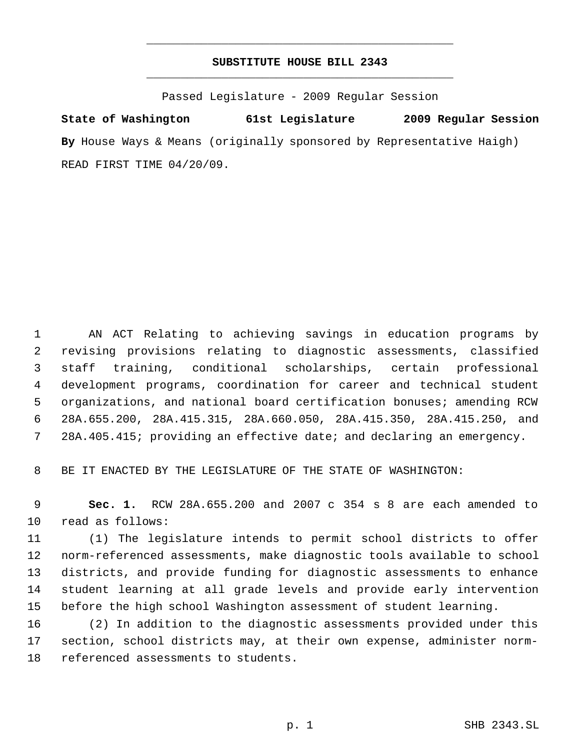# SUBSTITUTE HOUSE BILL 2343

Passed Legislature - 2009 Regular Session

**State of Washington 61st Legislature 2009 Regular Session**

**By** House Ways & Means (originally sponsored by Representative Haigh)

READ FIRST TIME 04/20/09.

AN ACT Relating to achieving savings in education programs by revising provisions relating to diagnostic assessments, classified staff training, conditional scholarships, certain professional development programs, coordination for career and technical student organizations, and national board certification bonuses; amending RCW 28A.655.200, 28A.415.315, 28A.660.050, 28A.415.350, 28A.415.250, and 28A.405.415; providing an effective date; and declaring an emergency.

BE IT ENACTED BY THE LEGISLATURE OF THE STATE OF WASHINGTON:

**Sec. 1.** RCW 28A.655.200 and 2007 c 354 s 8 are each amended to read as follows:

(1) The legislature intends to permit school districts to offer norm-referenced assessments, make diagnostic tools available to school districts, and provide funding for diagnostic assessments to enhance student learning at all grade levels and provide early intervention before the high school Washington assessment of student learning.

(2) In addition to the diagnostic assessments provided under this section, school districts may, at their own expense, administer norm-referenced assessments to students.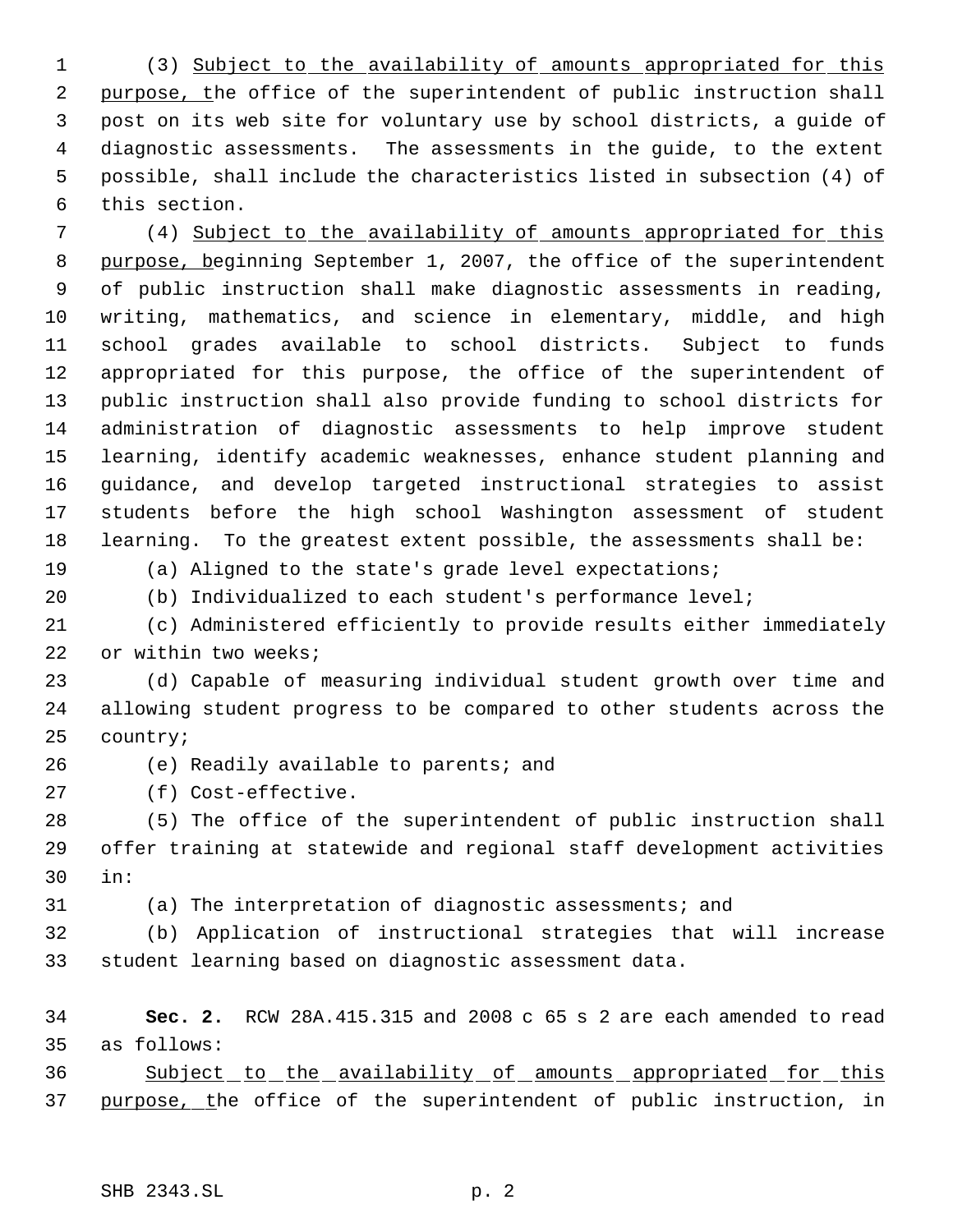(3) Subject to the availability of amounts appropriated for this purpose, the office of the superintendent of public instruction shall post on its web site for voluntary use by school districts, a guide of diagnostic assessments. The assessments in the guide, to the extent possible, shall include the characteristics listed in subsection (4) of this section.

(4) Subject to the availability of amounts appropriated for this purpose, beginning September 1, 2007, the office of the superintendent of public instruction shall make diagnostic assessments in reading, writing, mathematics, and science in elementary, middle, and high school grades available to school districts. Subject to funds appropriated for this purpose, the office of the superintendent of public instruction shall also provide funding to school districts for administration of diagnostic assessments to help improve student learning, identify academic weaknesses, enhance student planning and guidance, and develop targeted instructional strategies to assist students before the high school Washington assessment of student learning. To the greatest extent possible, the assessments shall be:

(a) Aligned to the state's grade level expectations;

(b) Individualized to each student's performance level;

(c) Administered efficiently to provide results either immediately or within two weeks;

(d) Capable of measuring individual student growth over time and allowing student progress to be compared to other students across the country;

(e) Readily available to parents; and

(f) Cost-effective.

(5) The office of the superintendent of public instruction shall offer training at statewide and regional staff development activities in:

(a) The interpretation of diagnostic assessments; and

(b) Application of instructional strategies that will increase student learning based on diagnostic assessment data.

**Sec. 2.** RCW 28A.415.315 and 2008 c 65 s 2 are each amended to read as follows:

Subject to the availability of amounts appropriated for this purpose, the office of the superintendent of public instruction, in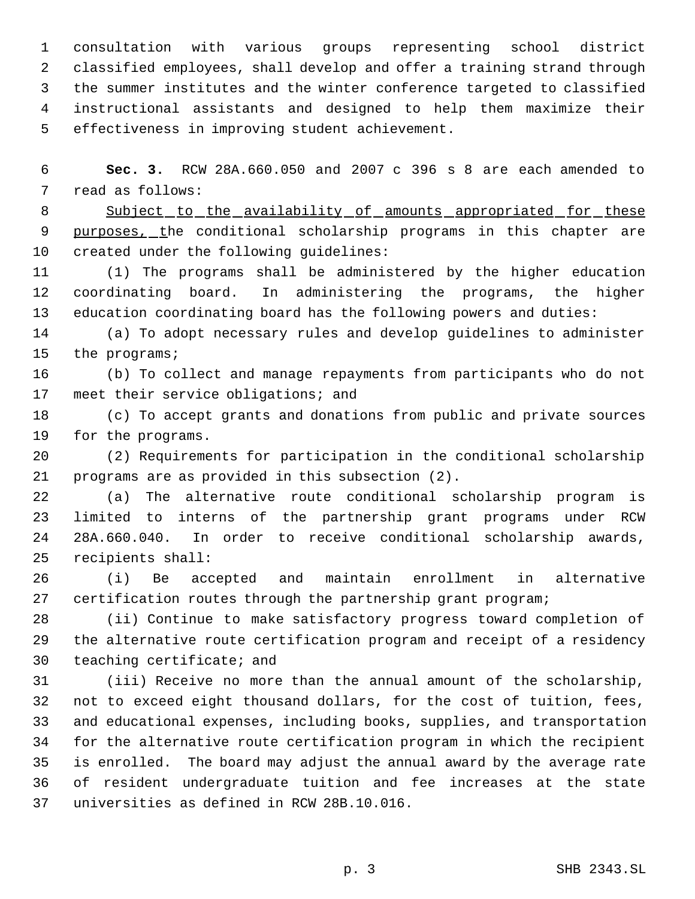consultation with various groups representing school district classified employees, shall develop and offer a training strand through the summer institutes and the winter conference targeted to classified instructional assistants and designed to help them maximize their effectiveness in improving student achievement.

**Sec. 3.** RCW 28A.660.050 and 2007 c 396 s 8 are each amended to read as follows:

<u>Subject to the availability of amounts appropriated for these purposes, t</u>he conditional scholarship programs in this chapter are created under the following guidelines:

(1) The programs shall be administered by the higher education coordinating board. In administering the programs, the higher education coordinating board has the following powers and duties:

(a) To adopt necessary rules and develop guidelines to administer the programs;

(b) To collect and manage repayments from participants who do not meet their service obligations; and

(c) To accept grants and donations from public and private sources for the programs.

(2) Requirements for participation in the conditional scholarship programs are as provided in this subsection (2).

(a) The alternative route conditional scholarship program is limited to interns of the partnership grant programs under RCW 28A.660.040. In order to receive conditional scholarship awards, recipients shall:

(i) Be accepted and maintain enrollment in alternative certification routes through the partnership grant program;

(ii) Continue to make satisfactory progress toward completion of the alternative route certification program and receipt of a residency teaching certificate; and

(iii) Receive no more than the annual amount of the scholarship, not to exceed eight thousand dollars, for the cost of tuition, fees, and educational expenses, including books, supplies, and transportation for the alternative route certification program in which the recipient is enrolled. The board may adjust the annual award by the average rate of resident undergraduate tuition and fee increases at the state universities as defined in RCW 28B.10.016.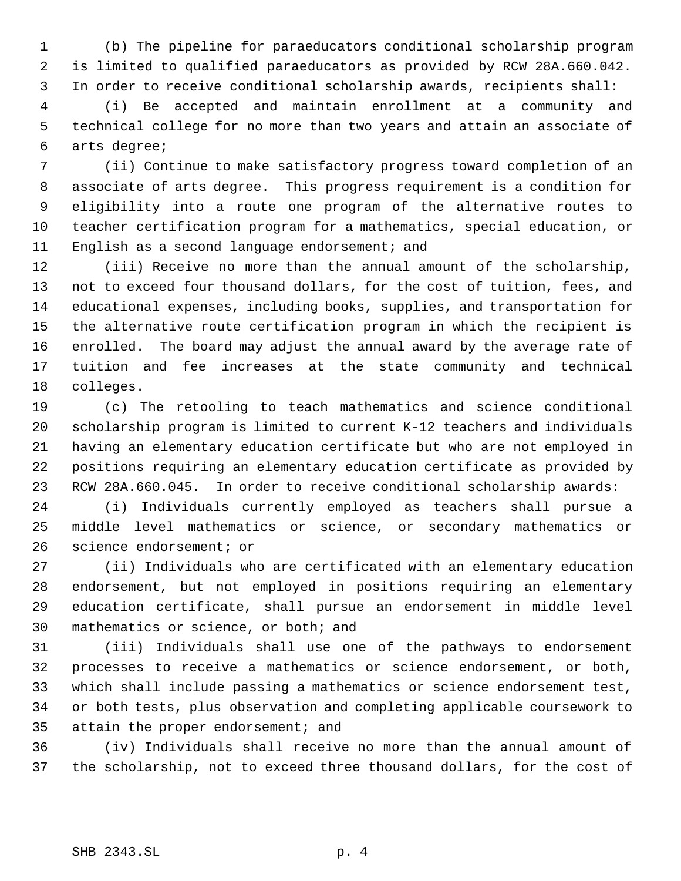(b) The pipeline for paraeducators conditional scholarship program is limited to qualified paraeducators as provided by RCW 28A.660.042. In order to receive conditional scholarship awards, recipients shall:

(i) Be accepted and maintain enrollment at a community and technical college for no more than two years and attain an associate of arts degree;

(ii) Continue to make satisfactory progress toward completion of an associate of arts degree. This progress requirement is a condition for eligibility into a route one program of the alternative routes to teacher certification program for a mathematics, special education, or English as a second language endorsement; and

(iii) Receive no more than the annual amount of the scholarship, not to exceed four thousand dollars, for the cost of tuition, fees, and educational expenses, including books, supplies, and transportation for the alternative route certification program in which the recipient is enrolled. The board may adjust the annual award by the average rate of tuition and fee increases at the state community and technical colleges.

(c) The retooling to teach mathematics and science conditional scholarship program is limited to current K-12 teachers and individuals having an elementary education certificate but who are not employed in positions requiring an elementary education certificate as provided by RCW 28A.660.045. In order to receive conditional scholarship awards:

(i) Individuals currently employed as teachers shall pursue a middle level mathematics or science, or secondary mathematics or science endorsement; or

(ii) Individuals who are certificated with an elementary education endorsement, but not employed in positions requiring an elementary education certificate, shall pursue an endorsement in middle level mathematics or science, or both; and

(iii) Individuals shall use one of the pathways to endorsement processes to receive a mathematics or science endorsement, or both, which shall include passing a mathematics or science endorsement test, or both tests, plus observation and completing applicable coursework to attain the proper endorsement; and

(iv) Individuals shall receive no more than the annual amount of the scholarship, not to exceed three thousand dollars, for the cost of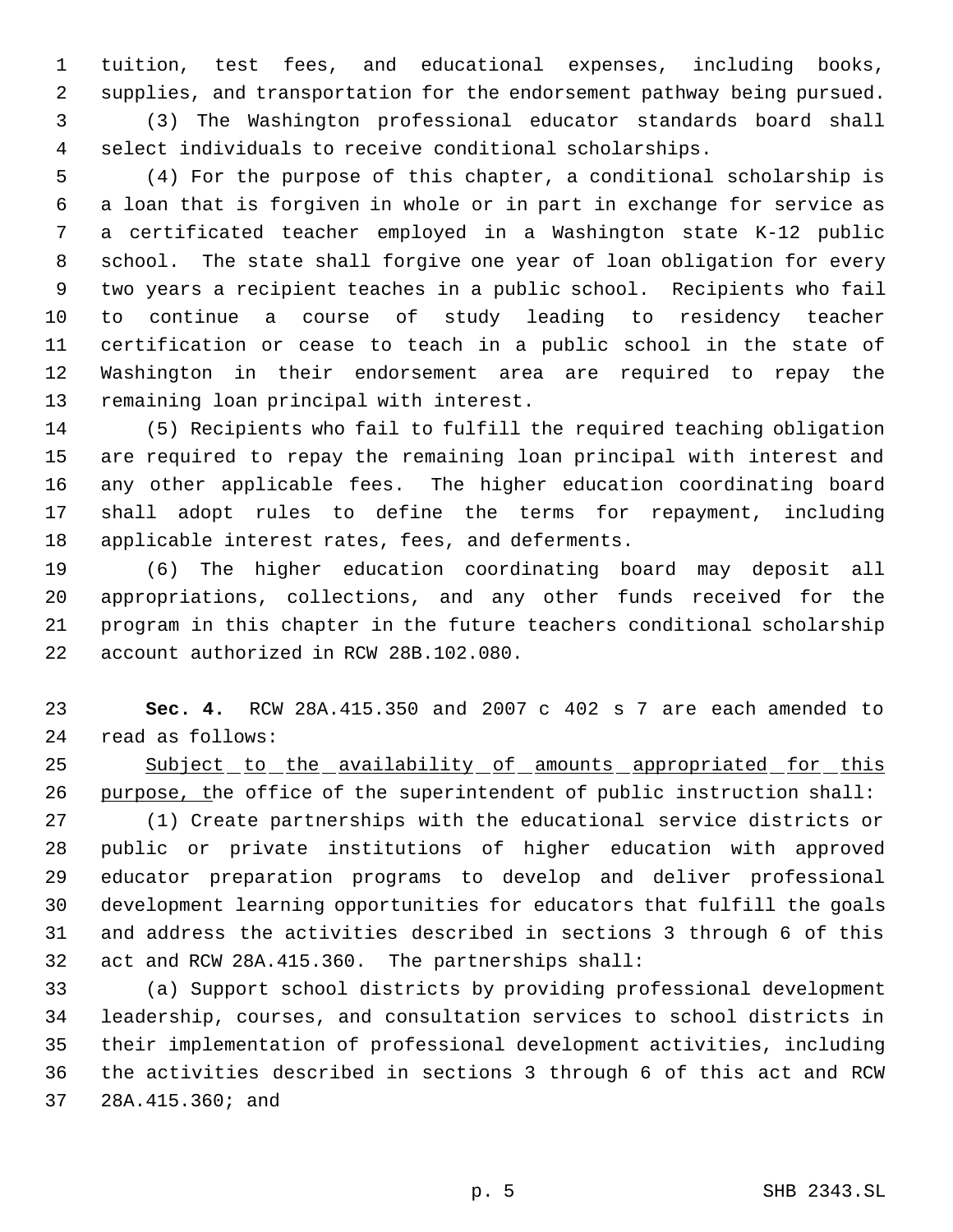tuition, test fees, and educational expenses, including books, supplies, and transportation for the endorsement pathway being pursued.

(3) The Washington professional educator standards board shall select individuals to receive conditional scholarships.

(4) For the purpose of this chapter, a conditional scholarship is a loan that is forgiven in whole or in part in exchange for service as a certificated teacher employed in a Washington state K-12 public school. The state shall forgive one year of loan obligation for every two years a recipient teaches in a public school. Recipients who fail to continue a course of study leading to residency teacher certification or cease to teach in a public school in the state of Washington in their endorsement area are required to repay the remaining loan principal with interest.

(5) Recipients who fail to fulfill the required teaching obligation are required to repay the remaining loan principal with interest and any other applicable fees. The higher education coordinating board shall adopt rules to define the terms for repayment, including applicable interest rates, fees, and deferments.

(6) The higher education coordinating board may deposit all appropriations, collections, and any other funds received for the program in this chapter in the future teachers conditional scholarship account authorized in RCW 28B.102.080.

**Sec. 4.** RCW 28A.415.350 and 2007 c 402 s 7 are each amended to read as follows:

Subject to the availability of amounts appropriated for this purpose, the office of the superintendent of public instruction shall:

(1) Create partnerships with the educational service districts or public or private institutions of higher education with approved educator preparation programs to develop and deliver professional development learning opportunities for educators that fulfill the goals and address the activities described in sections 3 through 6 of this act and RCW 28A.415.360. The partnerships shall:

(a) Support school districts by providing professional development leadership, courses, and consultation services to school districts in their implementation of professional development activities, including the activities described in sections 3 through 6 of this act and RCW 28A.415.360; and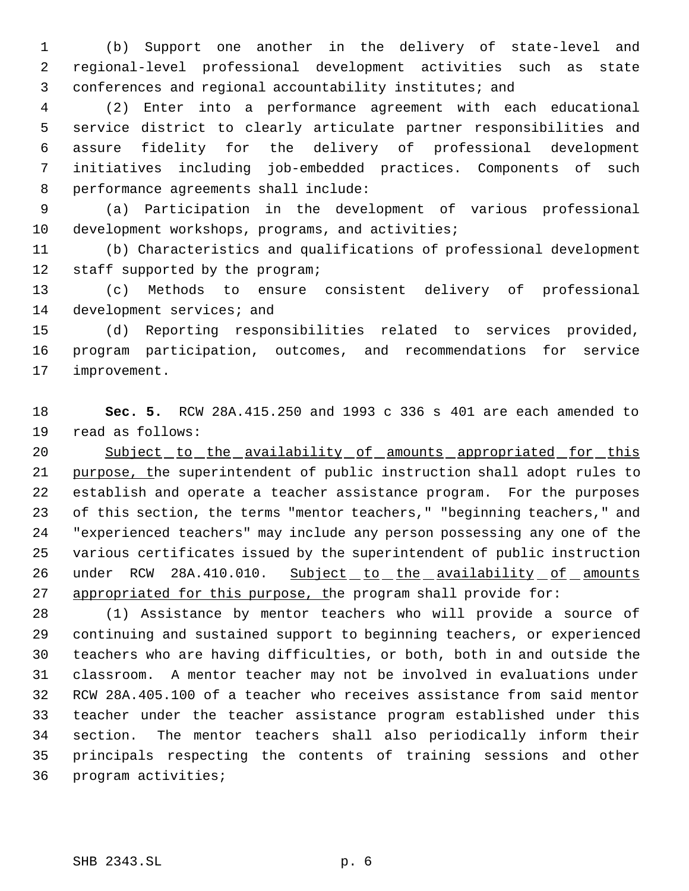(b) Support one another in the delivery of state-level and regional-level professional development activities such as state conferences and regional accountability institutes; and

(2) Enter into a performance agreement with each educational service district to clearly articulate partner responsibilities and assure fidelity for the delivery of professional development initiatives including job-embedded practices. Components of such performance agreements shall include:

(a) Participation in the development of various professional development workshops, programs, and activities;

(b) Characteristics and qualifications of professional development staff supported by the program;

(c) Methods to ensure consistent delivery of professional development services; and

(d) Reporting responsibilities related to services provided, program participation, outcomes, and recommendations for service improvement.

**Sec. 5.** RCW 28A.415.250 and 1993 c 336 s 401 are each amended to read as follows:

<u>Subject to the availability of amounts appropriated for this purpose, t</u>he superintendent of public instruction shall adopt rules to establish and operate a teacher assistance program. For the purposes of this section, the terms "mentor teachers," "beginning teachers," and "experienced teachers" may include any person possessing any one of the various certificates issued by the superintendent of public instruction under RCW 28A.410.010. <u>Subject to the availability of amounts appropriated for this purpose, t</u>he program shall provide for:

(1) Assistance by mentor teachers who will provide a source of continuing and sustained support to beginning teachers, or experienced teachers who are having difficulties, or both, both in and outside the classroom. A mentor teacher may not be involved in evaluations under RCW 28A.405.100 of a teacher who receives assistance from said mentor teacher under the teacher assistance program established under this section. The mentor teachers shall also periodically inform their principals respecting the contents of training sessions and other program activities;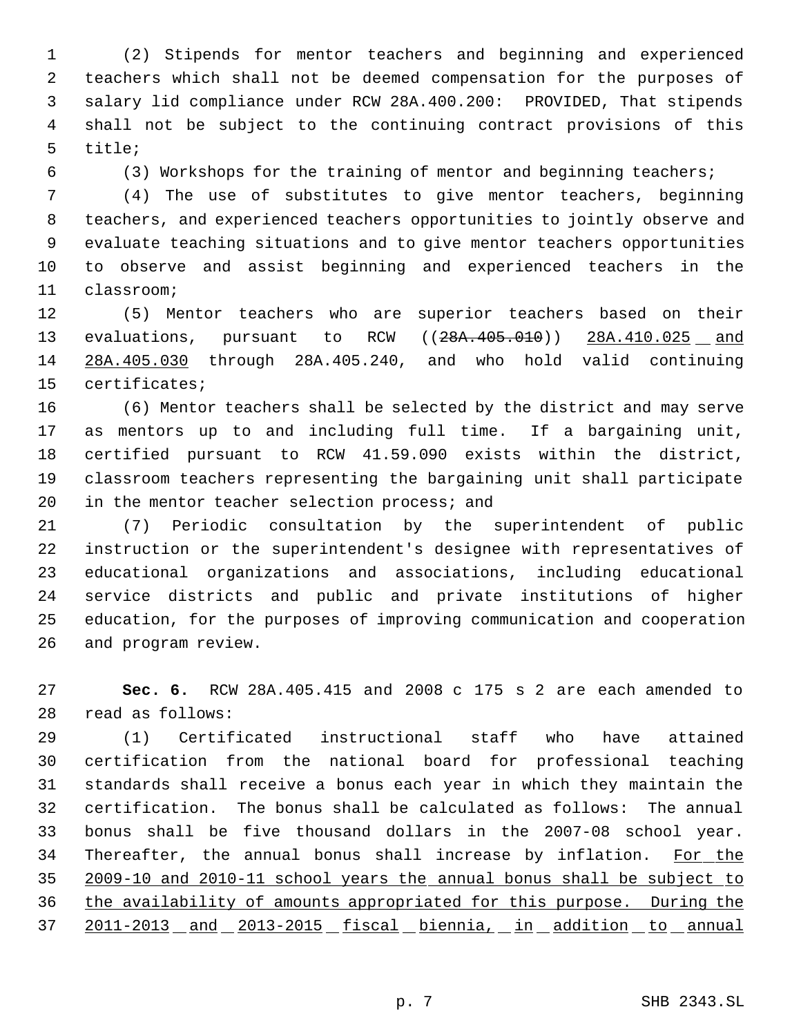(2) Stipends for mentor teachers and beginning and experienced teachers which shall not be deemed compensation for the purposes of salary lid compliance under RCW 28A.400.200: PROVIDED, That stipends shall not be subject to the continuing contract provisions of this title;

(3) Workshops for the training of mentor and beginning teachers;

(4) The use of substitutes to give mentor teachers, beginning teachers, and experienced teachers opportunities to jointly observe and evaluate teaching situations and to give mentor teachers opportunities to observe and assist beginning and experienced teachers in the classroom;

(5) Mentor teachers who are superior teachers based on their evaluations, pursuant to RCW ((~~28A.405.010~~)) <u>28A.410.025 and 28A.405.030</u> through 28A.405.240, and who hold valid continuing certificates;

(6) Mentor teachers shall be selected by the district and may serve as mentors up to and including full time. If a bargaining unit, certified pursuant to RCW 41.59.090 exists within the district, classroom teachers representing the bargaining unit shall participate in the mentor teacher selection process; and

(7) Periodic consultation by the superintendent of public instruction or the superintendent's designee with representatives of educational organizations and associations, including educational service districts and public and private institutions of higher education, for the purposes of improving communication and cooperation and program review.

**Sec. 6.** RCW 28A.405.415 and 2008 c 175 s 2 are each amended to read as follows:

(1) Certificated instructional staff who have attained certification from the national board for professional teaching standards shall receive a bonus each year in which they maintain the certification. The bonus shall be calculated as follows: The annual bonus shall be five thousand dollars in the 2007-08 school year. Thereafter, the annual bonus shall increase by inflation. <u>For the 2009-10 and 2010-11 school years the annual bonus shall be subject to the availability of amounts appropriated for this purpose. During the 2011-2013 and 2013-2015 fiscal biennia, in addition to annual</u>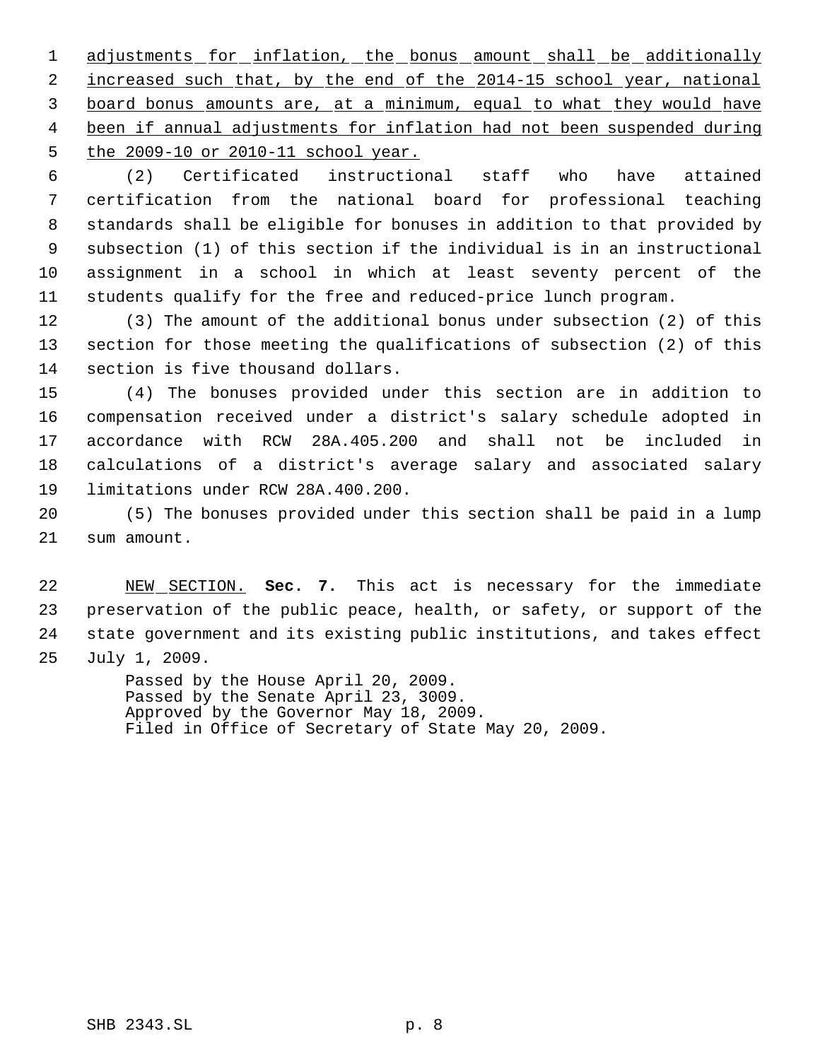adjustments for inflation, the bonus amount shall be additionally increased such that, by the end of the 2014-15 school year, national board bonus amounts are, at a minimum, equal to what they would have been if annual adjustments for inflation had not been suspended during the 2009-10 or 2010-11 school year.

(2) Certificated instructional staff who have attained certification from the national board for professional teaching standards shall be eligible for bonuses in addition to that provided by subsection (1) of this section if the individual is in an instructional assignment in a school in which at least seventy percent of the students qualify for the free and reduced-price lunch program.

(3) The amount of the additional bonus under subsection (2) of this section for those meeting the qualifications of subsection (2) of this section is five thousand dollars.

(4) The bonuses provided under this section are in addition to compensation received under a district's salary schedule adopted in accordance with RCW 28A.405.200 and shall not be included in calculations of a district's average salary and associated salary limitations under RCW 28A.400.200.

(5) The bonuses provided under this section shall be paid in a lump sum amount.

NEW SECTION. **Sec. 7.** This act is necessary for the immediate preservation of the public peace, health, or safety, or support of the state government and its existing public institutions, and takes effect July 1, 2009.

Passed by the House April 20, 2009.
Passed by the Senate April 23, 3009.
Approved by the Governor May 18, 2009.
Filed in Office of Secretary of State May 20, 2009.